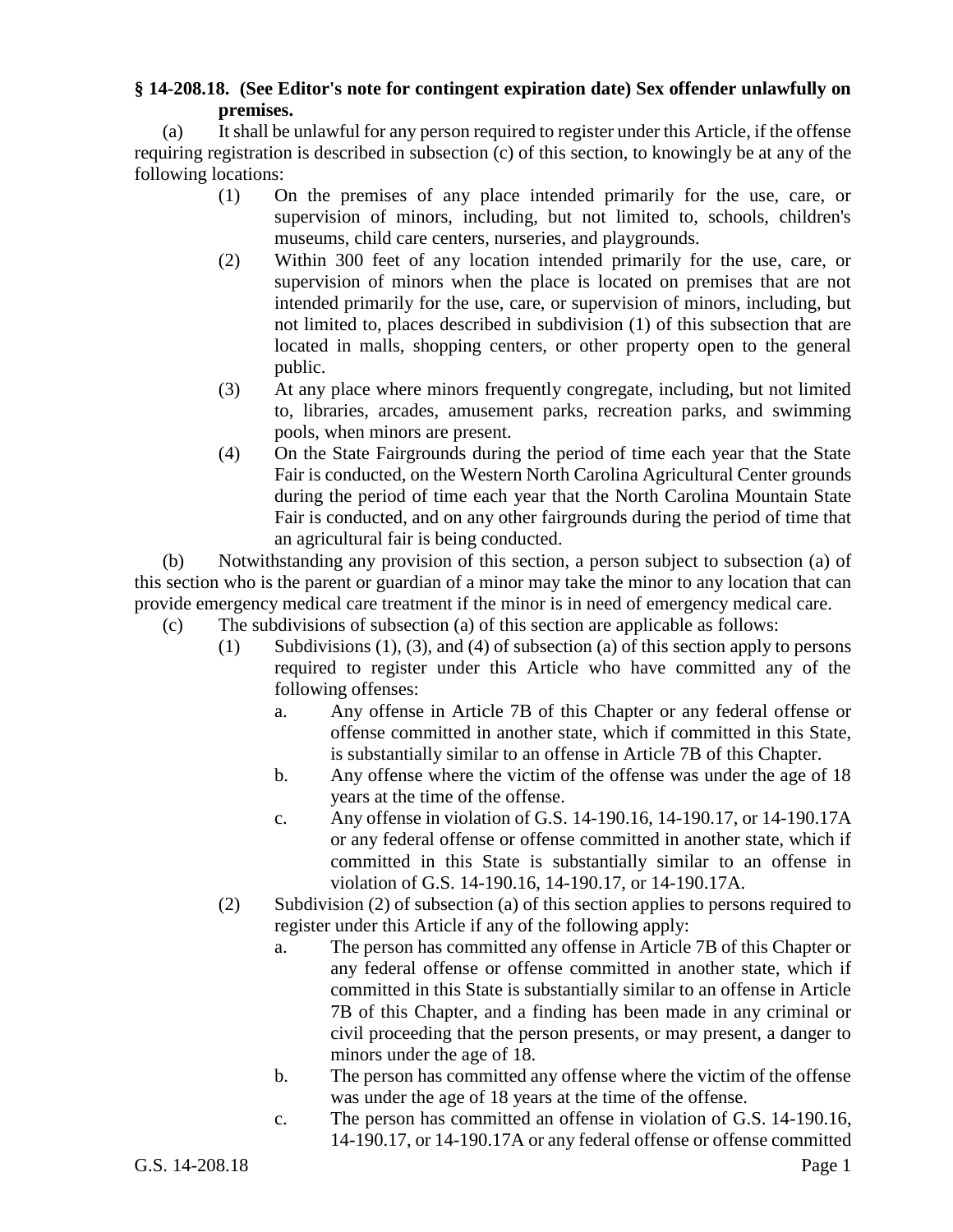**§ 14-208.18. (See Editor's note for contingent expiration date) Sex offender unlawfully on premises.**

(a) It shall be unlawful for any person required to register under this Article, if the offense requiring registration is described in subsection (c) of this section, to knowingly be at any of the following locations:

(1) On the premises of any place intended primarily for the use, care, or supervision of minors, including, but not limited to, schools, children's museums, child care centers, nurseries, and playgrounds.

(2) Within 300 feet of any location intended primarily for the use, care, or supervision of minors when the place is located on premises that are not intended primarily for the use, care, or supervision of minors, including, but not limited to, places described in subdivision (1) of this subsection that are located in malls, shopping centers, or other property open to the general public.

(3) At any place where minors frequently congregate, including, but not limited to, libraries, arcades, amusement parks, recreation parks, and swimming pools, when minors are present.

(4) On the State Fairgrounds during the period of time each year that the State Fair is conducted, on the Western North Carolina Agricultural Center grounds during the period of time each year that the North Carolina Mountain State Fair is conducted, and on any other fairgrounds during the period of time that an agricultural fair is being conducted.

(b) Notwithstanding any provision of this section, a person subject to subsection (a) of this section who is the parent or guardian of a minor may take the minor to any location that can provide emergency medical care treatment if the minor is in need of emergency medical care.

(c) The subdivisions of subsection (a) of this section are applicable as follows:

(1) Subdivisions (1), (3), and (4) of subsection (a) of this section apply to persons required to register under this Article who have committed any of the following offenses:

a. Any offense in Article 7B of this Chapter or any federal offense or offense committed in another state, which if committed in this State, is substantially similar to an offense in Article 7B of this Chapter.

b. Any offense where the victim of the offense was under the age of 18 years at the time of the offense.

c. Any offense in violation of G.S. 14-190.16, 14-190.17, or 14-190.17A or any federal offense or offense committed in another state, which if committed in this State is substantially similar to an offense in violation of G.S. 14-190.16, 14-190.17, or 14-190.17A.

(2) Subdivision (2) of subsection (a) of this section applies to persons required to register under this Article if any of the following apply:

a. The person has committed any offense in Article 7B of this Chapter or any federal offense or offense committed in another state, which if committed in this State is substantially similar to an offense in Article 7B of this Chapter, and a finding has been made in any criminal or civil proceeding that the person presents, or may present, a danger to minors under the age of 18.

b. The person has committed any offense where the victim of the offense was under the age of 18 years at the time of the offense.

c. The person has committed an offense in violation of G.S. 14-190.16, 14-190.17, or 14-190.17A or any federal offense or offense committed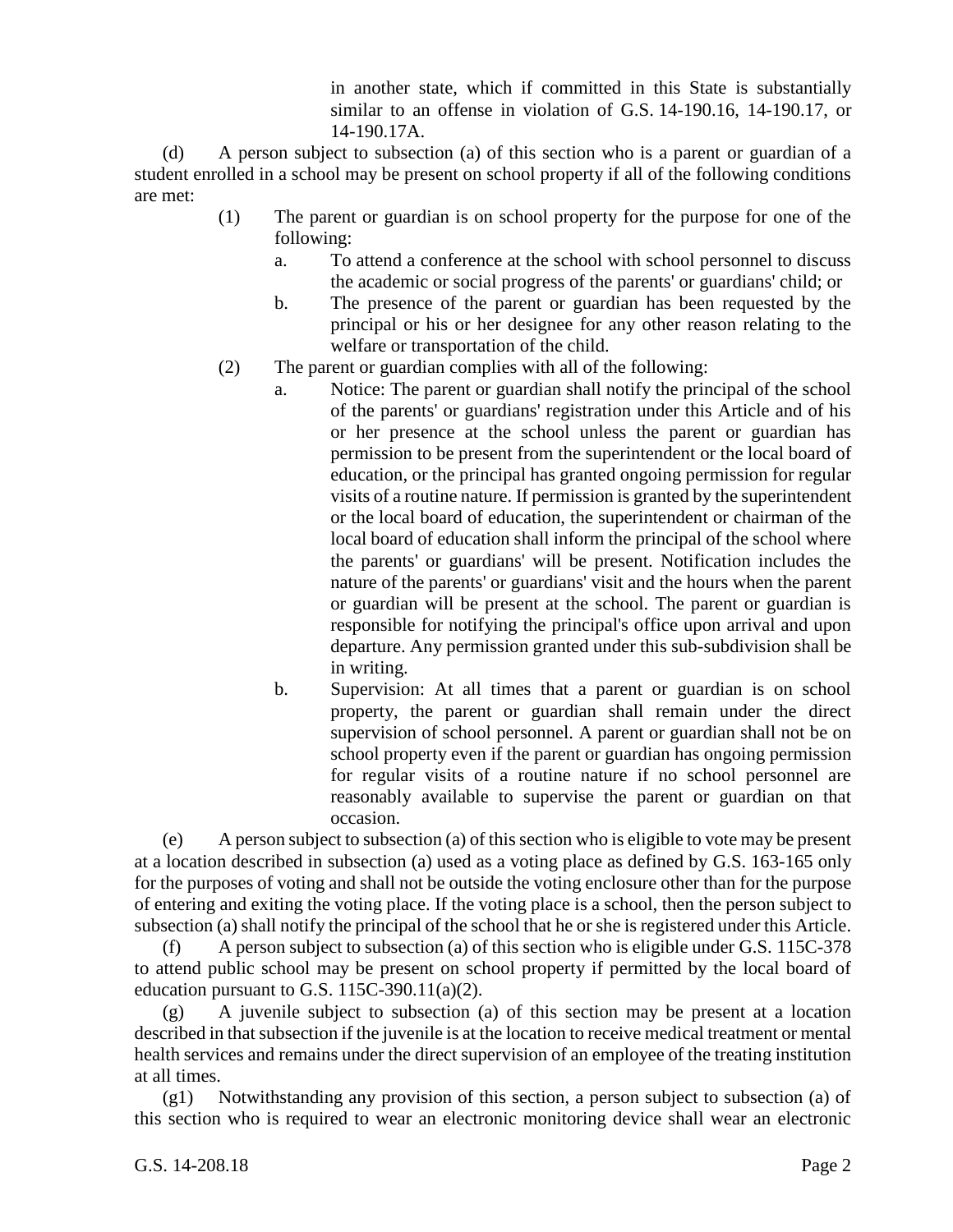in another state, which if committed in this State is substantially similar to an offense in violation of G.S. 14-190.16, 14-190.17, or 14-190.17A.

(d) A person subject to subsection (a) of this section who is a parent or guardian of a student enrolled in a school may be present on school property if all of the following conditions are met:

- (1) The parent or guardian is on school property for the purpose for one of the following:
  - a. To attend a conference at the school with school personnel to discuss the academic or social progress of the parents' or guardians' child; or
  - b. The presence of the parent or guardian has been requested by the principal or his or her designee for any other reason relating to the welfare or transportation of the child.
- (2) The parent or guardian complies with all of the following:
  - a. Notice: The parent or guardian shall notify the principal of the school of the parents' or guardians' registration under this Article and of his or her presence at the school unless the parent or guardian has permission to be present from the superintendent or the local board of education, or the principal has granted ongoing permission for regular visits of a routine nature. If permission is granted by the superintendent or the local board of education, the superintendent or chairman of the local board of education shall inform the principal of the school where the parents' or guardians' will be present. Notification includes the nature of the parents' or guardians' visit and the hours when the parent or guardian will be present at the school. The parent or guardian is responsible for notifying the principal's office upon arrival and upon departure. Any permission granted under this sub-subdivision shall be in writing.
  - b. Supervision: At all times that a parent or guardian is on school property, the parent or guardian shall remain under the direct supervision of school personnel. A parent or guardian shall not be on school property even if the parent or guardian has ongoing permission for regular visits of a routine nature if no school personnel are reasonably available to supervise the parent or guardian on that occasion.

(e) A person subject to subsection (a) of this section who is eligible to vote may be present at a location described in subsection (a) used as a voting place as defined by G.S. 163-165 only for the purposes of voting and shall not be outside the voting enclosure other than for the purpose of entering and exiting the voting place. If the voting place is a school, then the person subject to subsection (a) shall notify the principal of the school that he or she is registered under this Article.

(f) A person subject to subsection (a) of this section who is eligible under G.S. 115C-378 to attend public school may be present on school property if permitted by the local board of education pursuant to G.S. 115C-390.11(a)(2).

(g) A juvenile subject to subsection (a) of this section may be present at a location described in that subsection if the juvenile is at the location to receive medical treatment or mental health services and remains under the direct supervision of an employee of the treating institution at all times.

(g1) Notwithstanding any provision of this section, a person subject to subsection (a) of this section who is required to wear an electronic monitoring device shall wear an electronic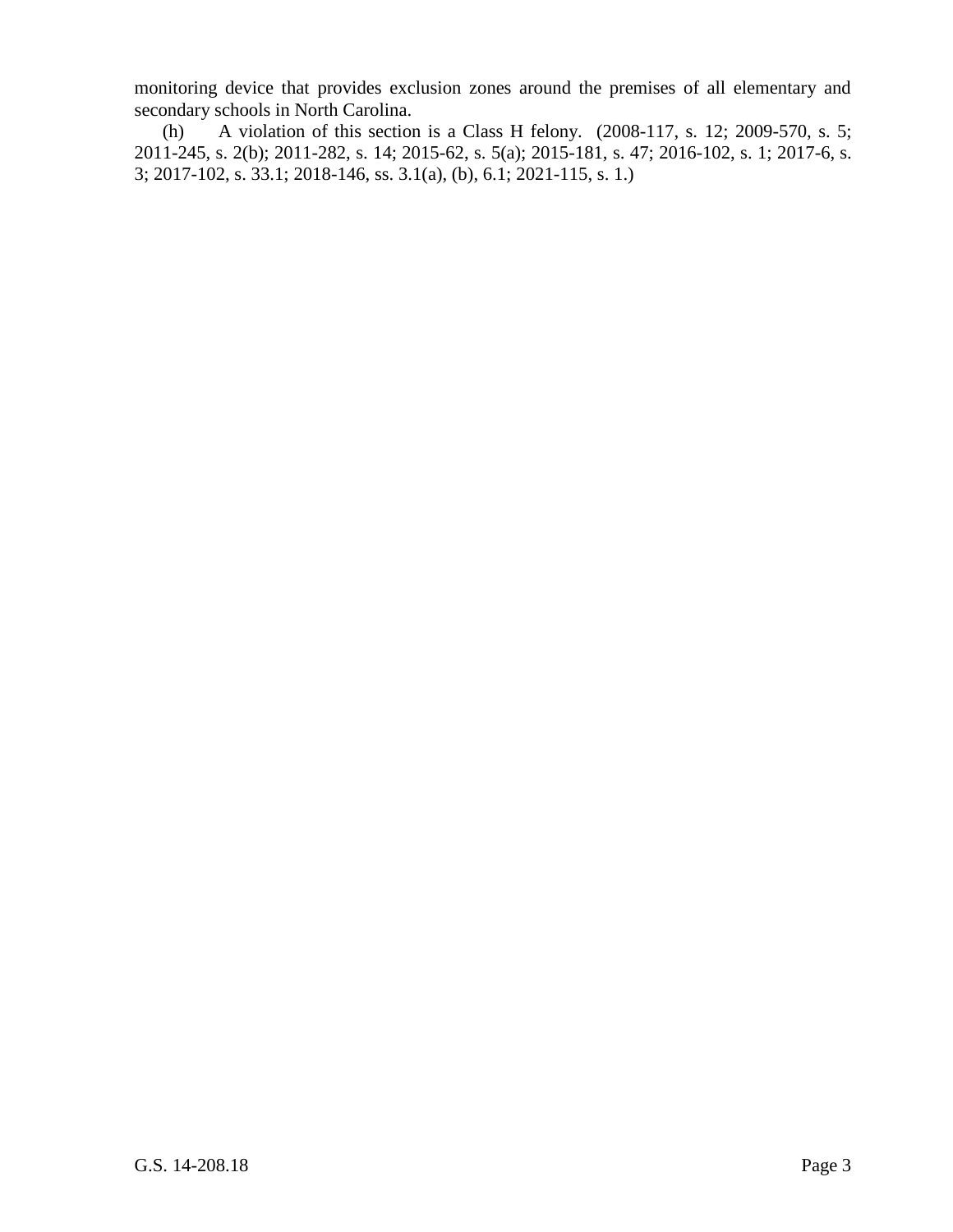monitoring device that provides exclusion zones around the premises of all elementary and secondary schools in North Carolina.

(h) A violation of this section is a Class H felony. (2008-117, s. 12; 2009-570, s. 5; 2011-245, s. 2(b); 2011-282, s. 14; 2015-62, s. 5(a); 2015-181, s. 47; 2016-102, s. 1; 2017-6, s. 3; 2017-102, s. 33.1; 2018-146, ss. 3.1(a), (b), 6.1; 2021-115, s. 1.)